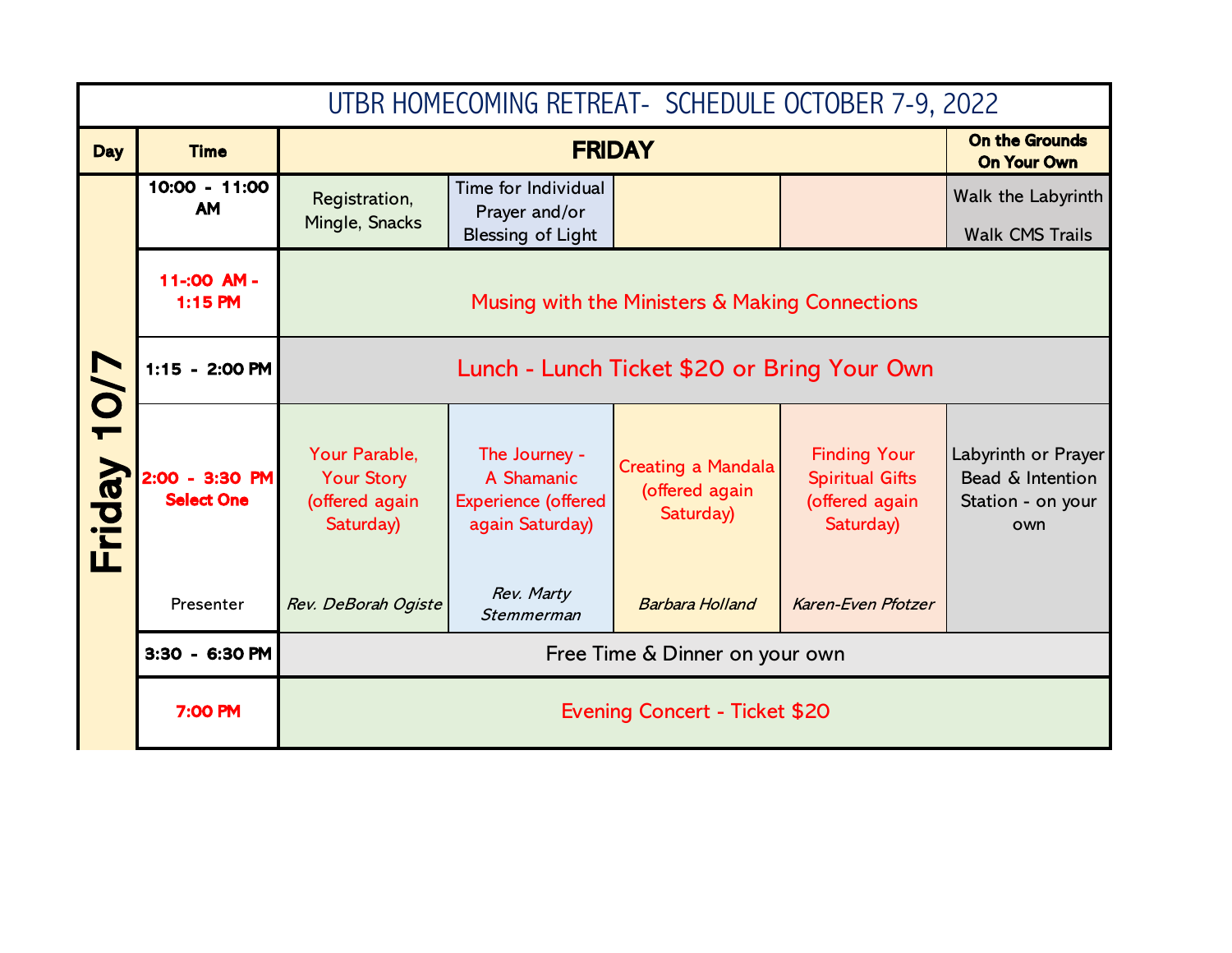# UTBR HOMECOMING RETREAT- SCHEDULE OCTOBER 7-9, 2022

| Day | Time | FRIDAY | | | | On the Grounds On Your Own |
|---|---|---|---|---|---|---|
| Friday 10/7 | 10:00 - 11:00 AM | Registration, Mingle, Snacks | Time for Individual Prayer and/or Blessing of Light | | | Walk the Labyrinth<br><br>Walk CMS Trails |
| | 11-:00 AM - 1:15 PM | Musing with the Ministers & Making Connections | | | | |
| | 1:15 - 2:00 PM | Lunch - Lunch Ticket $20 or Bring Your Own | | | | |
| | 2:00 - 3:30 PM Select One | Your Parable, Your Story (offered again Saturday) | The Journey - A Shamanic Experience (offered again Saturday) | Creating a Mandala (offered again Saturday) | Finding Your Spiritual Gifts (offered again Saturday) | Labyrinth or Prayer Bead & Intention Station - on your own |
| | Presenter | *Rev. DeBorah Ogiste* | *Rev. Marty Stemmerman* | *Barbara Holland* | *Karen-Even Pfotzer* | |
| | 3:30 - 6:30 PM | Free Time & Dinner on your own | | | | |
| | 7:00 PM | Evening Concert - Ticket $20 | | | | |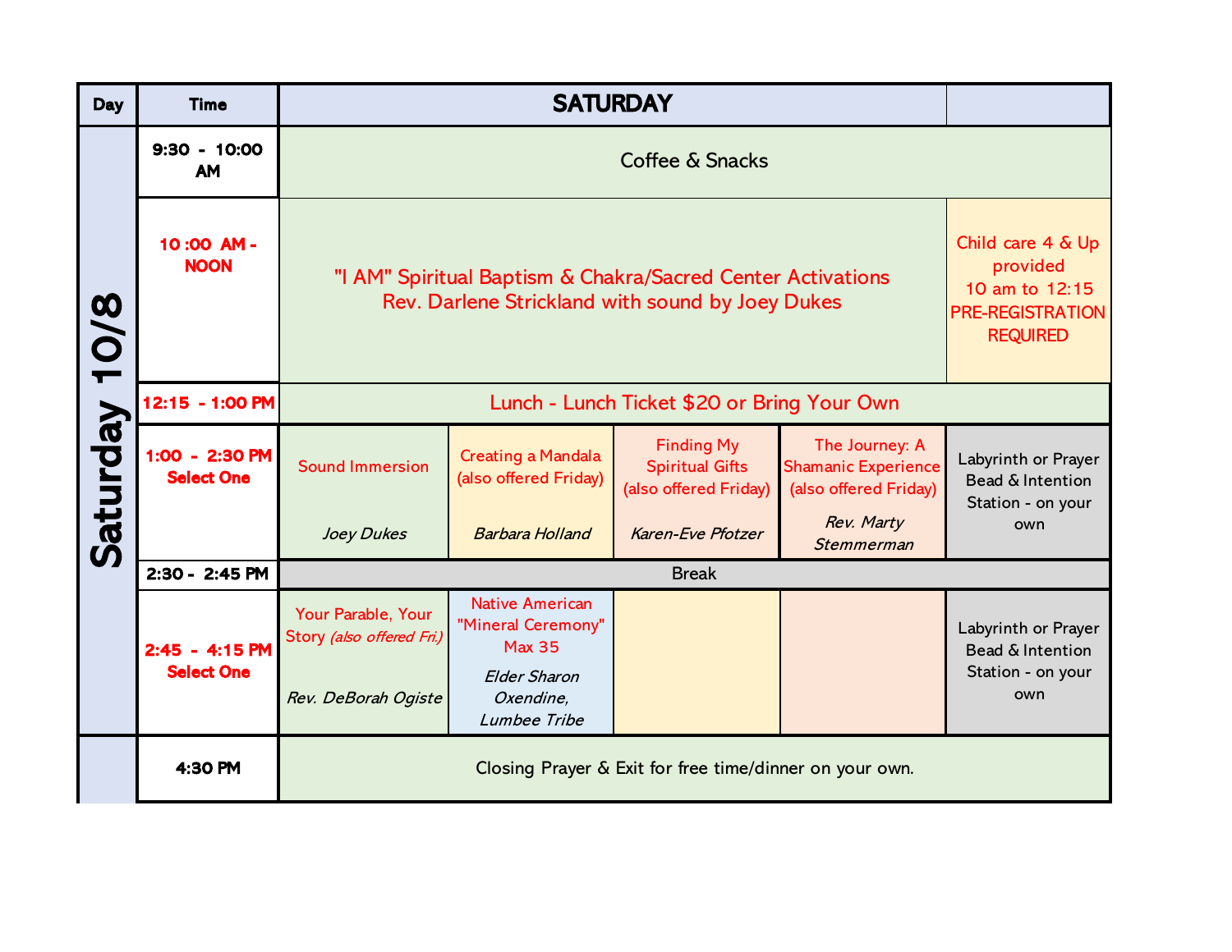| Day | Time | SATURDAY | | | | |
|---|---|---|---|---|---|---|
| Saturday 10/8 | 9:30 - 10:00 AM | Coffee & Snacks | | | | |
| | 10 :00 AM - NOON | "I AM" Spiritual Baptism & Chakra/Sacred Center Activations<br>Rev. Darlene Strickland with sound by Joey Dukes | | | | Child care 4 & Up provided<br>10 am to 12:15<br>PRE-REGISTRATION REQUIRED |
| | 12:15 - 1:00 PM | Lunch - Lunch Ticket $20 or Bring Your Own | | | | |
| | 1:00 - 2:30 PM<br>Select One | Sound Immersion<br><br>*Joey Dukes* | Creating a Mandala (also offered Friday)<br><br>*Barbara Holland* | Finding My Spiritual Gifts (also offered Friday)<br><br>*Karen-Eve Pfotzer* | The Journey: A Shamanic Experience (also offered Friday)<br><br>*Rev. Marty Stemmerman* | Labyrinth or Prayer Bead & Intention Station - on your own |
| | 2:30 - 2:45 PM | Break | | | | |
| | 2:45 - 4:15 PM<br>Select One | Your Parable, Your Story *(also offered Fri.)*<br><br>*Rev. DeBorah Ogiste* | Native American "Mineral Ceremony" Max 35<br><br>*Elder Sharon Oxendine, Lumbee Tribe* | | | Labyrinth or Prayer Bead & Intention Station - on your own |
| | 4:30 PM | Closing Prayer & Exit for free time/dinner on your own. | | | | |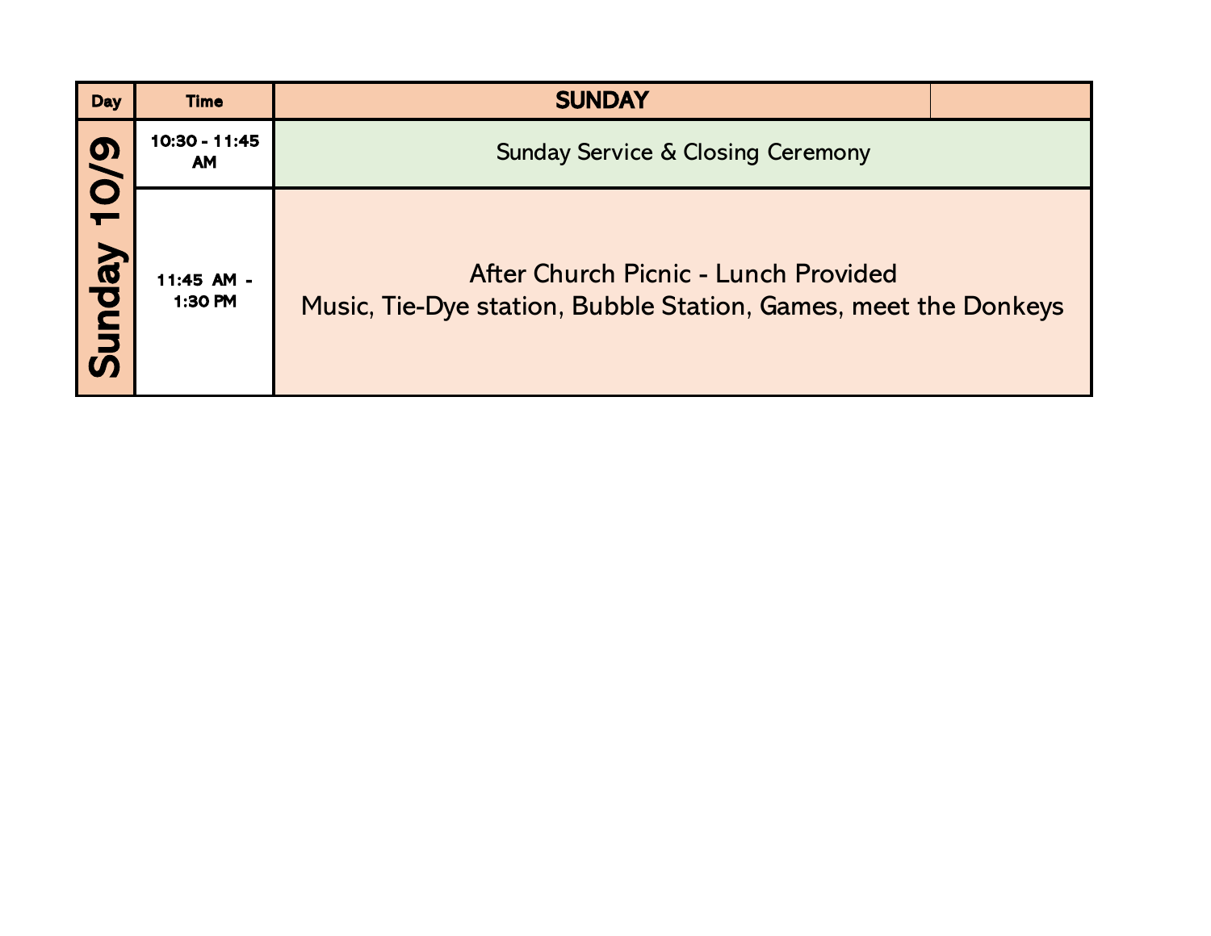| Day | Time | SUNDAY | |
|---|---|---|---|
| Sunday 10/9 | 10:30 - 11:45 AM | Sunday Service & Closing Ceremony | |
| | 11:45 AM - 1:30 PM | After Church Picnic - Lunch Provided<br>Music, Tie-Dye station, Bubble Station, Games, meet the Donkeys | |